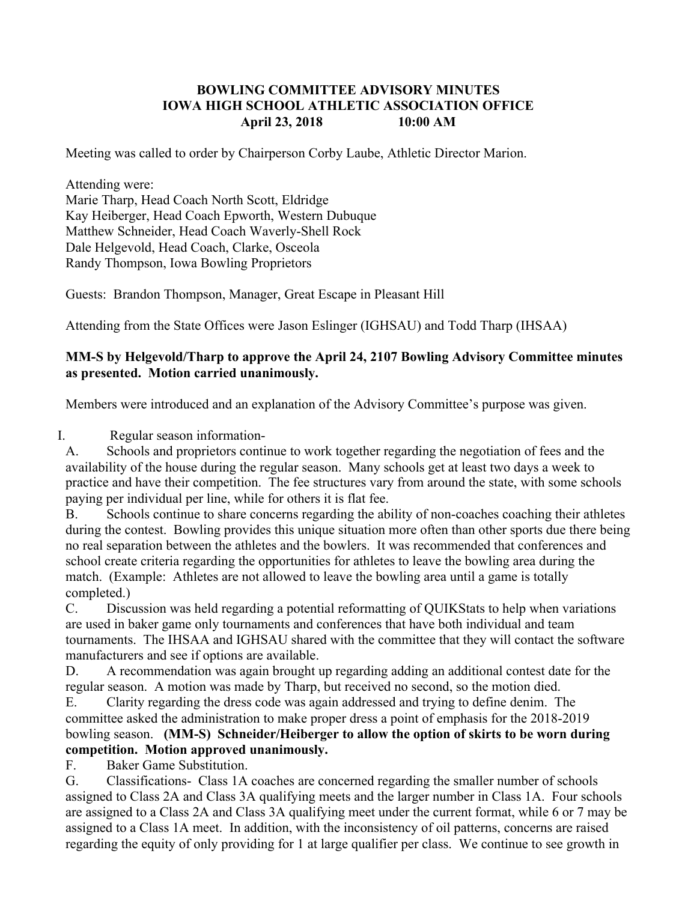# BOWLING COMMITTEE ADVISORY MINUTES
# IOWA HIGH SCHOOL ATHLETIC ASSOCIATION OFFICE
**April 23, 2018 10:00 AM**

Meeting was called to order by Chairperson Corby Laube, Athletic Director Marion.

Attending were:
Marie Tharp, Head Coach North Scott, Eldridge
Kay Heiberger, Head Coach Epworth, Western Dubuque
Matthew Schneider, Head Coach Waverly-Shell Rock
Dale Helgevold, Head Coach, Clarke, Osceola
Randy Thompson, Iowa Bowling Proprietors

Guests: Brandon Thompson, Manager, Great Escape in Pleasant Hill

Attending from the State Offices were Jason Eslinger (IGHSAU) and Todd Tharp (IHSAA)

**MM-S by Helgevold/Tharp to approve the April 24, 2107 Bowling Advisory Committee minutes as presented. Motion carried unanimously.**

Members were introduced and an explanation of the Advisory Committee's purpose was given.

I. Regular season information-

A. Schools and proprietors continue to work together regarding the negotiation of fees and the availability of the house during the regular season. Many schools get at least two days a week to practice and have their competition. The fee structures vary from around the state, with some schools paying per individual per line, while for others it is flat fee.

B. Schools continue to share concerns regarding the ability of non-coaches coaching their athletes during the contest. Bowling provides this unique situation more often than other sports due there being no real separation between the athletes and the bowlers. It was recommended that conferences and school create criteria regarding the opportunities for athletes to leave the bowling area during the match. (Example: Athletes are not allowed to leave the bowling area until a game is totally completed.)

C. Discussion was held regarding a potential reformatting of QUIKStats to help when variations are used in baker game only tournaments and conferences that have both individual and team tournaments. The IHSAA and IGHSAU shared with the committee that they will contact the software manufacturers and see if options are available.

D. A recommendation was again brought up regarding adding an additional contest date for the regular season. A motion was made by Tharp, but received no second, so the motion died.

E. Clarity regarding the dress code was again addressed and trying to define denim. The committee asked the administration to make proper dress a point of emphasis for the 2018-2019 bowling season. **(MM-S) Schneider/Heiberger to allow the option of skirts to be worn during competition. Motion approved unanimously.**

F. Baker Game Substitution.

G. Classifications- Class 1A coaches are concerned regarding the smaller number of schools assigned to Class 2A and Class 3A qualifying meets and the larger number in Class 1A. Four schools are assigned to a Class 2A and Class 3A qualifying meet under the current format, while 6 or 7 may be assigned to a Class 1A meet. In addition, with the inconsistency of oil patterns, concerns are raised regarding the equity of only providing for 1 at large qualifier per class. We continue to see growth in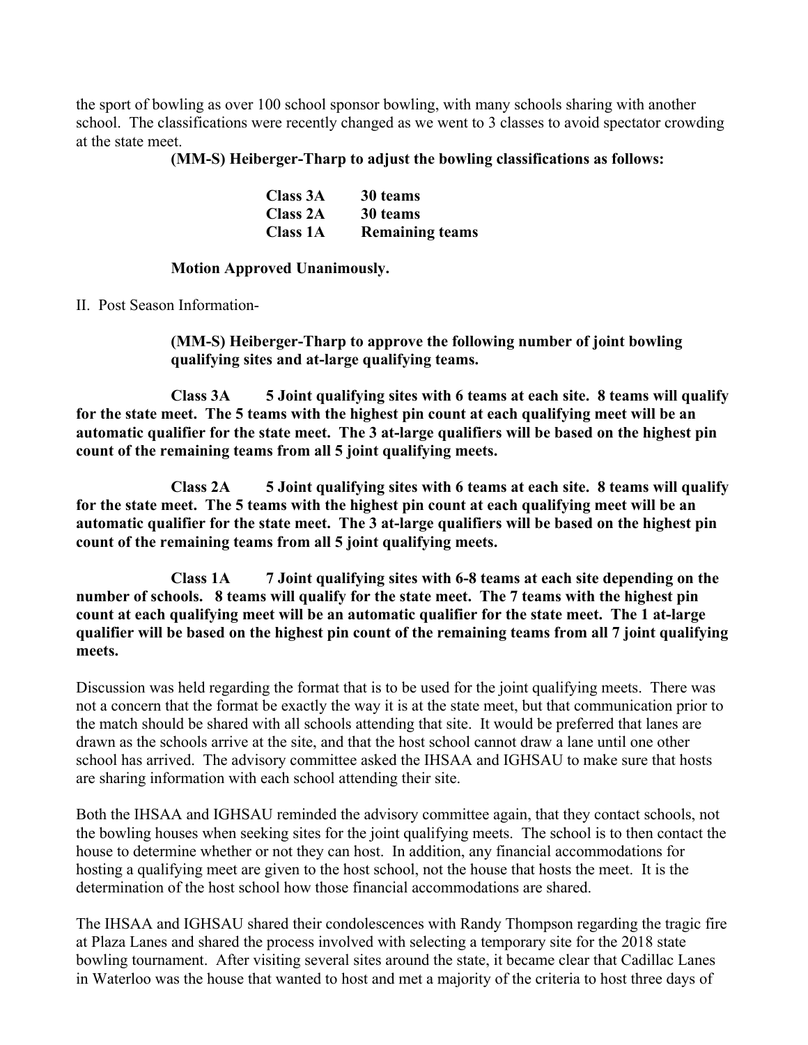the sport of bowling as over 100 school sponsor bowling, with many schools sharing with another school. The classifications were recently changed as we went to 3 classes to avoid spectator crowding at the state meet.

**(MM-S) Heiberger-Tharp to adjust the bowling classifications as follows:**

| | |
|---|---|
| **Class 3A** | **30 teams** |
| **Class 2A** | **30 teams** |
| **Class 1A** | **Remaining teams** |

**Motion Approved Unanimously.**

II. Post Season Information-

**(MM-S) Heiberger-Tharp to approve the following number of joint bowling qualifying sites and at-large qualifying teams.**

**Class 3A 5 Joint qualifying sites with 6 teams at each site. 8 teams will qualify for the state meet. The 5 teams with the highest pin count at each qualifying meet will be an automatic qualifier for the state meet. The 3 at-large qualifiers will be based on the highest pin count of the remaining teams from all 5 joint qualifying meets.**

**Class 2A 5 Joint qualifying sites with 6 teams at each site. 8 teams will qualify for the state meet. The 5 teams with the highest pin count at each qualifying meet will be an automatic qualifier for the state meet. The 3 at-large qualifiers will be based on the highest pin count of the remaining teams from all 5 joint qualifying meets.**

**Class 1A 7 Joint qualifying sites with 6-8 teams at each site depending on the number of schools. 8 teams will qualify for the state meet. The 7 teams with the highest pin count at each qualifying meet will be an automatic qualifier for the state meet. The 1 at-large qualifier will be based on the highest pin count of the remaining teams from all 7 joint qualifying meets.**

Discussion was held regarding the format that is to be used for the joint qualifying meets. There was not a concern that the format be exactly the way it is at the state meet, but that communication prior to the match should be shared with all schools attending that site. It would be preferred that lanes are drawn as the schools arrive at the site, and that the host school cannot draw a lane until one other school has arrived. The advisory committee asked the IHSAA and IGHSAU to make sure that hosts are sharing information with each school attending their site.

Both the IHSAA and IGHSAU reminded the advisory committee again, that they contact schools, not the bowling houses when seeking sites for the joint qualifying meets. The school is to then contact the house to determine whether or not they can host. In addition, any financial accommodations for hosting a qualifying meet are given to the host school, not the house that hosts the meet. It is the determination of the host school how those financial accommodations are shared.

The IHSAA and IGHSAU shared their condolescences with Randy Thompson regarding the tragic fire at Plaza Lanes and shared the process involved with selecting a temporary site for the 2018 state bowling tournament. After visiting several sites around the state, it became clear that Cadillac Lanes in Waterloo was the house that wanted to host and met a majority of the criteria to host three days of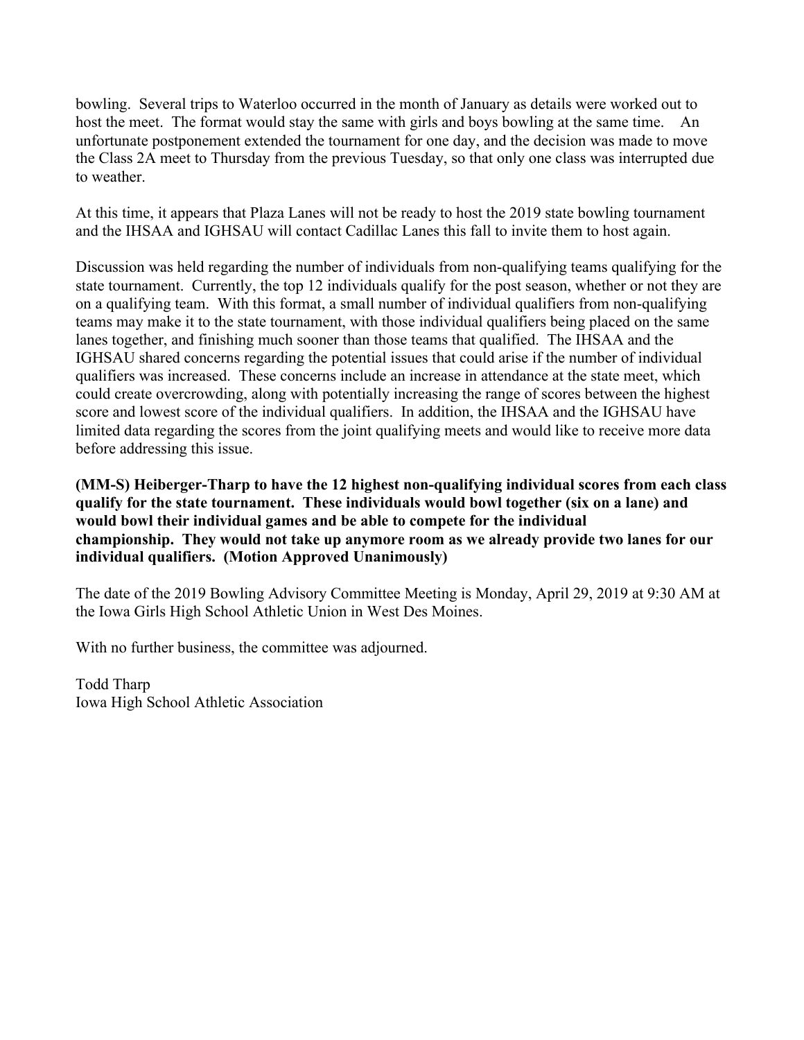bowling. Several trips to Waterloo occurred in the month of January as details were worked out to host the meet. The format would stay the same with girls and boys bowling at the same time. An unfortunate postponement extended the tournament for one day, and the decision was made to move the Class 2A meet to Thursday from the previous Tuesday, so that only one class was interrupted due to weather.

At this time, it appears that Plaza Lanes will not be ready to host the 2019 state bowling tournament and the IHSAA and IGHSAU will contact Cadillac Lanes this fall to invite them to host again.

Discussion was held regarding the number of individuals from non-qualifying teams qualifying for the state tournament. Currently, the top 12 individuals qualify for the post season, whether or not they are on a qualifying team. With this format, a small number of individual qualifiers from non-qualifying teams may make it to the state tournament, with those individual qualifiers being placed on the same lanes together, and finishing much sooner than those teams that qualified. The IHSAA and the IGHSAU shared concerns regarding the potential issues that could arise if the number of individual qualifiers was increased. These concerns include an increase in attendance at the state meet, which could create overcrowding, along with potentially increasing the range of scores between the highest score and lowest score of the individual qualifiers. In addition, the IHSAA and the IGHSAU have limited data regarding the scores from the joint qualifying meets and would like to receive more data before addressing this issue.

**(MM-S) Heiberger-Tharp to have the 12 highest non-qualifying individual scores from each class qualify for the state tournament. These individuals would bowl together (six on a lane) and would bowl their individual games and be able to compete for the individual championship. They would not take up anymore room as we already provide two lanes for our individual qualifiers. (Motion Approved Unanimously)**

The date of the 2019 Bowling Advisory Committee Meeting is Monday, April 29, 2019 at 9:30 AM at the Iowa Girls High School Athletic Union in West Des Moines.

With no further business, the committee was adjourned.

Todd Tharp
Iowa High School Athletic Association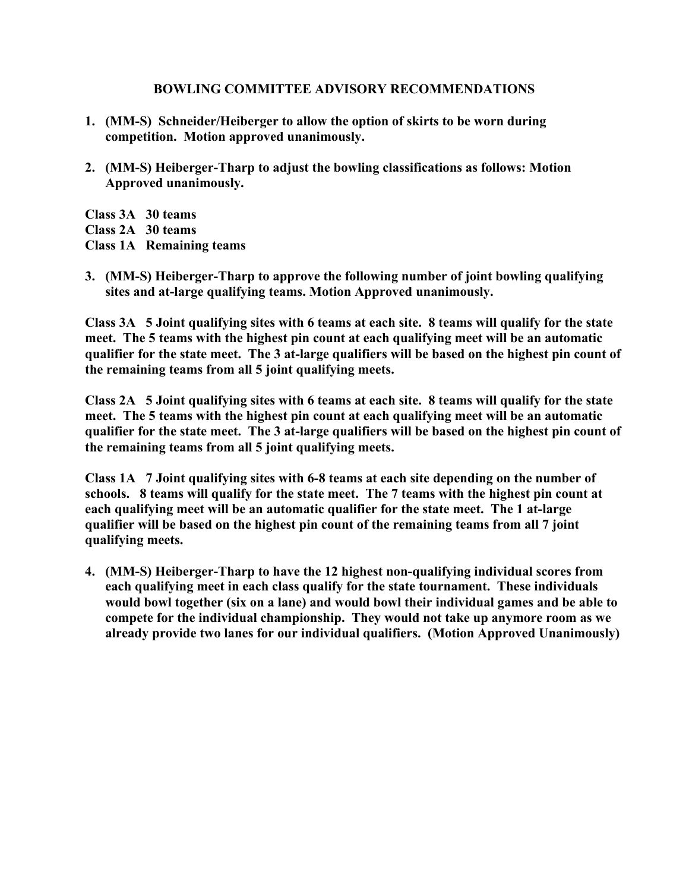## BOWLING COMMITTEE ADVISORY RECOMMENDATIONS

1. **(MM-S) Schneider/Heiberger to allow the option of skirts to be worn during competition. Motion approved unanimously.**

2. **(MM-S) Heiberger-Tharp to adjust the bowling classifications as follows: Motion Approved unanimously.**

**Class 3A 30 teams**
**Class 2A 30 teams**
**Class 1A Remaining teams**

3. **(MM-S) Heiberger-Tharp to approve the following number of joint bowling qualifying sites and at-large qualifying teams. Motion Approved unanimously.**

**Class 3A 5 Joint qualifying sites with 6 teams at each site. 8 teams will qualify for the state meet. The 5 teams with the highest pin count at each qualifying meet will be an automatic qualifier for the state meet. The 3 at-large qualifiers will be based on the highest pin count of the remaining teams from all 5 joint qualifying meets.**

**Class 2A 5 Joint qualifying sites with 6 teams at each site. 8 teams will qualify for the state meet. The 5 teams with the highest pin count at each qualifying meet will be an automatic qualifier for the state meet. The 3 at-large qualifiers will be based on the highest pin count of the remaining teams from all 5 joint qualifying meets.**

**Class 1A 7 Joint qualifying sites with 6-8 teams at each site depending on the number of schools. 8 teams will qualify for the state meet. The 7 teams with the highest pin count at each qualifying meet will be an automatic qualifier for the state meet. The 1 at-large qualifier will be based on the highest pin count of the remaining teams from all 7 joint qualifying meets.**

4. **(MM-S) Heiberger-Tharp to have the 12 highest non-qualifying individual scores from each qualifying meet in each class qualify for the state tournament. These individuals would bowl together (six on a lane) and would bowl their individual games and be able to compete for the individual championship. They would not take up anymore room as we already provide two lanes for our individual qualifiers. (Motion Approved Unanimously)**